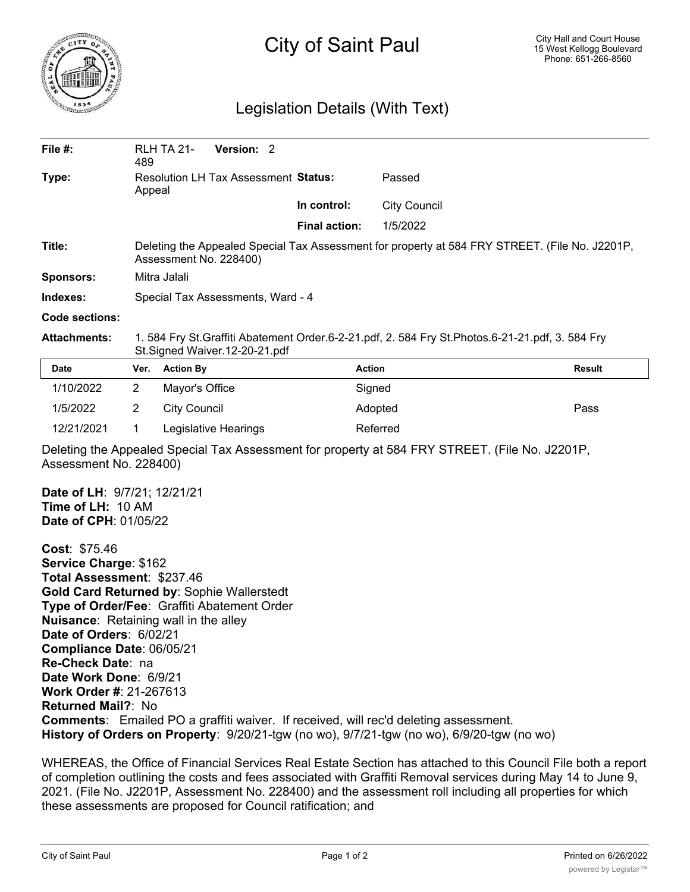# City of Saint Paul

City Hall and Court House
15 West Kellogg Boulevard
Phone: 651-266-8560

## Legislation Details (With Text)

| | | | |
|---|---|---|---|
| **File #:** | RLH TA 21-489 **Version:** 2 | | |
| **Type:** | Resolution LH Tax Assessment Appeal | **Status:** | Passed |
| | | **In control:** | City Council |
| | | **Final action:** | 1/5/2022 |
| **Title:** | Deleting the Appealed Special Tax Assessment for property at 584 FRY STREET. (File No. J2201P, Assessment No. 228400) | | |
| **Sponsors:** | Mitra Jalali | | |
| **Indexes:** | Special Tax Assessments, Ward - 4 | | |
| **Code sections:** | | | |
| **Attachments:** | 1. 584 Fry St.Graffiti Abatement Order.6-2-21.pdf, 2. 584 Fry St.Photos.6-21-21.pdf, 3. 584 Fry St.Signed Waiver.12-20-21.pdf | | |

| Date | Ver. | Action By | Action | Result |
|---|---|---|---|---|
| 1/10/2022 | 2 | Mayor's Office | Signed | |
| 1/5/2022 | 2 | City Council | Adopted | Pass |
| 12/21/2021 | 1 | Legislative Hearings | Referred | |

Deleting the Appealed Special Tax Assessment for property at 584 FRY STREET. (File No. J2201P, Assessment No. 228400)

**Date of LH**: 9/7/21; 12/21/21
**Time of LH:** 10 AM
**Date of CPH**: 01/05/22

**Cost**: $75.46
**Service Charge**: $162
**Total Assessment**: $237.46
**Gold Card Returned by**: Sophie Wallerstedt
**Type of Order/Fee**: Graffiti Abatement Order
**Nuisance**: Retaining wall in the alley
**Date of Orders**: 6/02/21
**Compliance Date**: 06/05/21
**Re-Check Date**: na
**Date Work Done**: 6/9/21
**Work Order #**: 21-267613
**Returned Mail?**: No
**Comments**: Emailed PO a graffiti waiver. If received, will rec'd deleting assessment.
**History of Orders on Property**: 9/20/21-tgw (no wo), 9/7/21-tgw (no wo), 6/9/20-tgw (no wo)

WHEREAS, the Office of Financial Services Real Estate Section has attached to this Council File both a report of completion outlining the costs and fees associated with Graffiti Removal services during May 14 to June 9, 2021. (File No. J2201P, Assessment No. 228400) and the assessment roll including all properties for which these assessments are proposed for Council ratification; and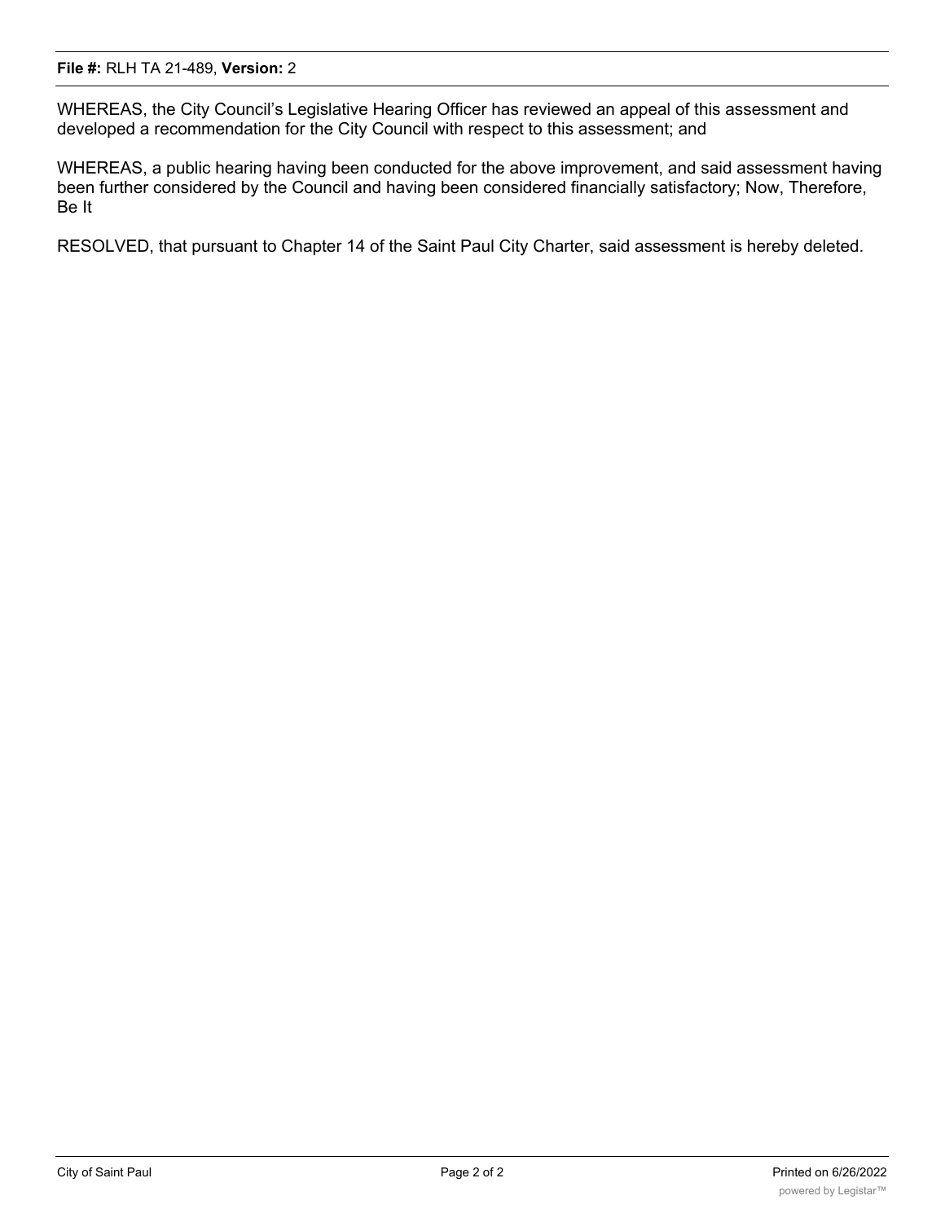WHEREAS, the City Council's Legislative Hearing Officer has reviewed an appeal of this assessment and developed a recommendation for the City Council with respect to this assessment; and

WHEREAS, a public hearing having been conducted for the above improvement, and said assessment having been further considered by the Council and having been considered financially satisfactory; Now, Therefore, Be It

RESOLVED, that pursuant to Chapter 14 of the Saint Paul City Charter, said assessment is hereby deleted.